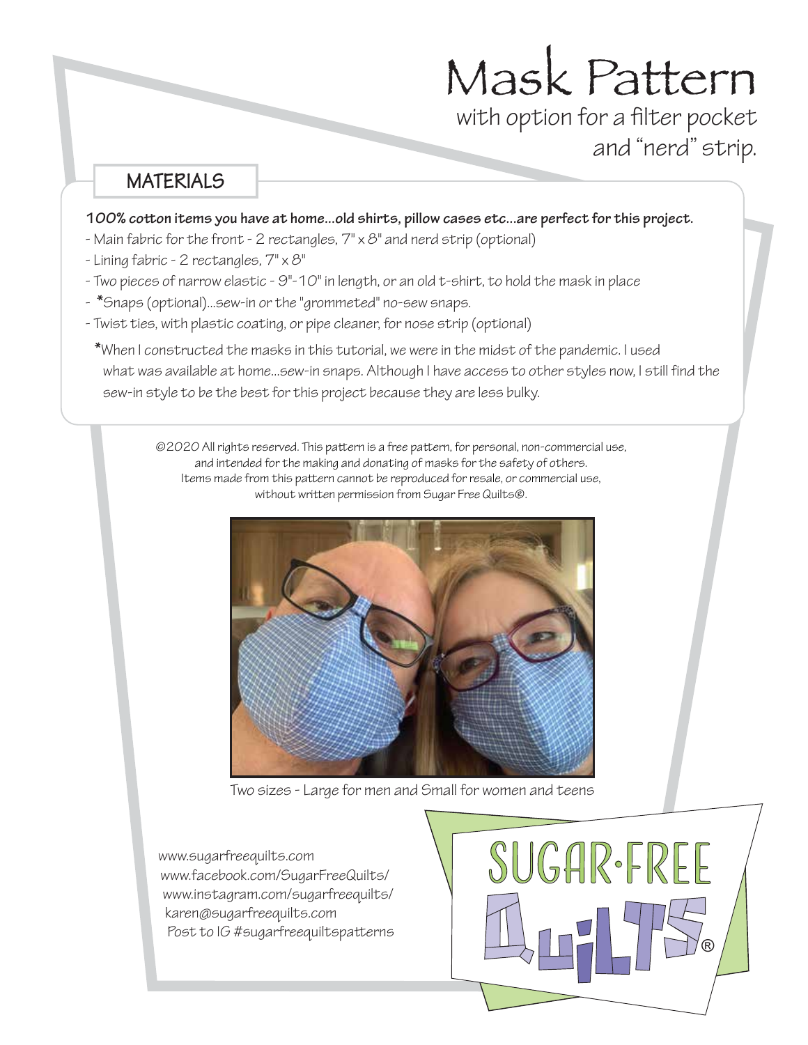# Mask Pattern

with option for a filter pocket and "nerd" strip.

## MATERIALS

**100% cotton items you have at home...old shirts, pillow cases etc...are perfect for this project.**

- Main fabric for the front - 2 rectangles, 7" x 8" and nerd strip (optional)
- Lining fabric - 2 rectangles, 7" x 8"
- Two pieces of narrow elastic - 9"-10" in length, or an old t-shirt, to hold the mask in place
- *Snaps (optional)...sew-in or the "grommeted" no-sew snaps.
- Twist ties, with plastic coating, or pipe cleaner, for nose strip (optional)

*When I constructed the masks in this tutorial, we were in the midst of the pandemic. I used what was available at home...sew-in snaps. Although I have access to other styles now, I still find the sew-in style to be the best for this project because they are less bulky.

©2020 All rights reserved. This pattern is a free pattern, for personal, non-commercial use, and intended for the making and donating of masks for the safety of others. Items made from this pattern cannot be reproduced for resale, or commercial use, without written permission from Sugar Free Quilts®.

Two sizes - Large for men and Small for women and teens

www.sugarfreequilts.com
www.facebook.com/SugarFreeQuilts/
www.instagram.com/sugarfreequilts/
karen@sugarfreequilts.com
Post to IG #sugarfreequiltspatterns

SUGAR·FREE QUILTS®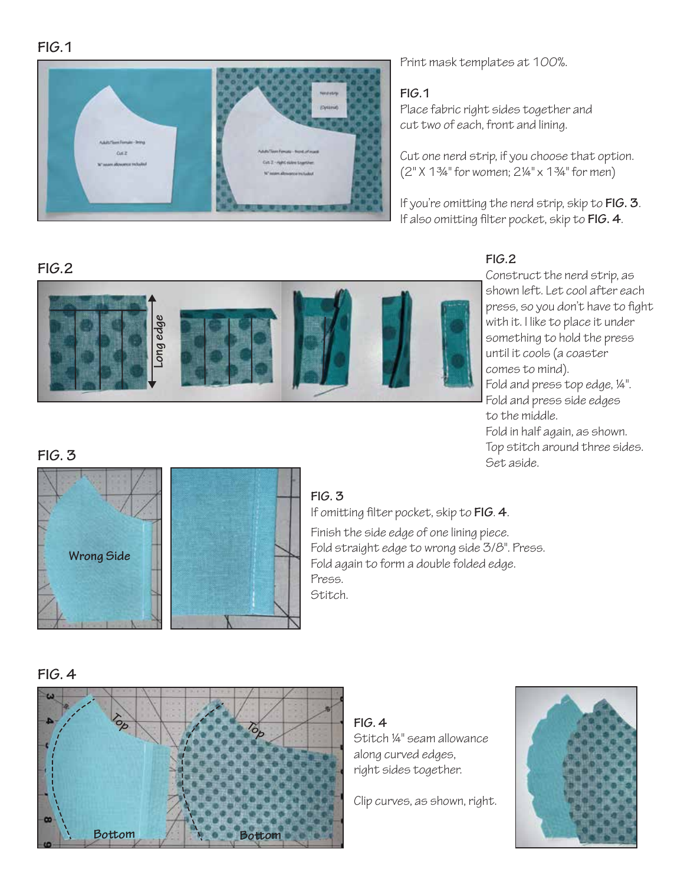**FIG. 1**

Print mask templates at 100%.

**FIG. 1**

Place fabric right sides together and cut two of each, front and lining.

Cut one nerd strip, if you choose that option. (2" X 1¾" for women; 2¼" x 1¾" for men)

If you're omitting the nerd strip, skip to **FIG. 3**. If also omitting filter pocket, skip to **FIG. 4**.

**FIG. 2**

**FIG. 2**

Construct the nerd strip, as shown left. Let cool after each press, so you don't have to fight with it. I like to place it under something to hold the press until it cools (a coaster comes to mind).

Fold and press top edge, ¼".

Fold and press side edges to the middle.

Fold in half again, as shown.

Top stitch around three sides.

Set aside.

**FIG. 3**

**FIG. 3**

If omitting filter pocket, skip to **FIG. 4**.

Finish the side edge of one lining piece.

Fold straight edge to wrong side 3/8". Press.

Fold again to form a double folded edge.

Press.

Stitch.

**FIG. 4**

**FIG. 4**

Stitch ¼" seam allowance along curved edges, right sides together.

Clip curves, as shown, right.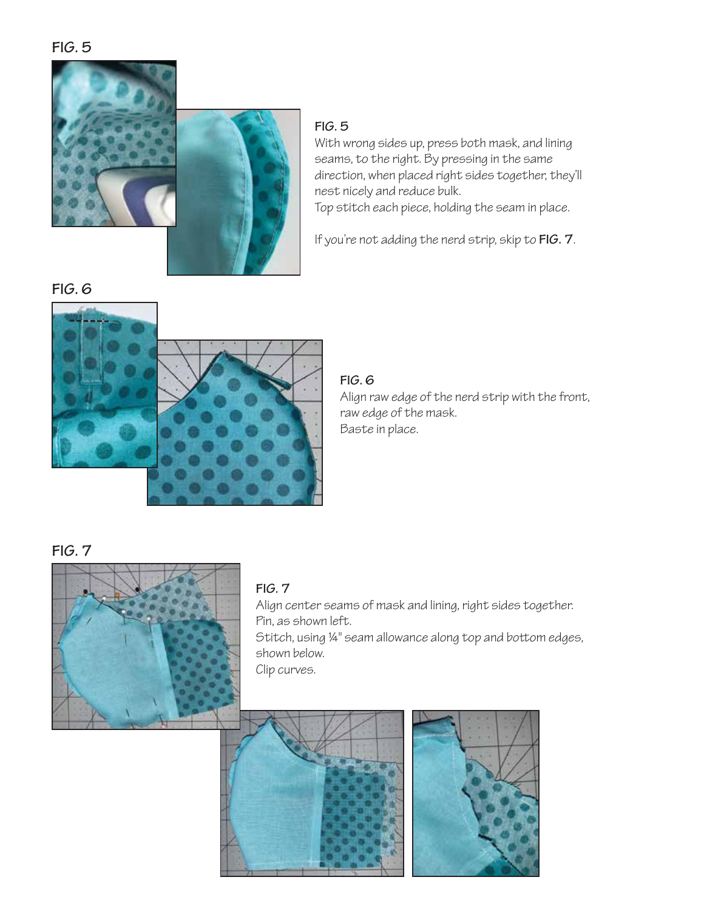## FIG. 5

### FIG. 5

With wrong sides up, press both mask, and lining seams, to the right. By pressing in the same direction, when placed right sides together, they'll nest nicely and reduce bulk.
Top stitch each piece, holding the seam in place.

If you're not adding the nerd strip, skip to **FIG. 7**.

## FIG. 6

### FIG. 6

Align raw edge of the nerd strip with the front, raw edge of the mask.
Baste in place.

## FIG. 7

### FIG. 7

Align center seams of mask and lining, right sides together.
Pin, as shown left.
Stitch, using ¼" seam allowance along top and bottom edges, shown below.
Clip curves.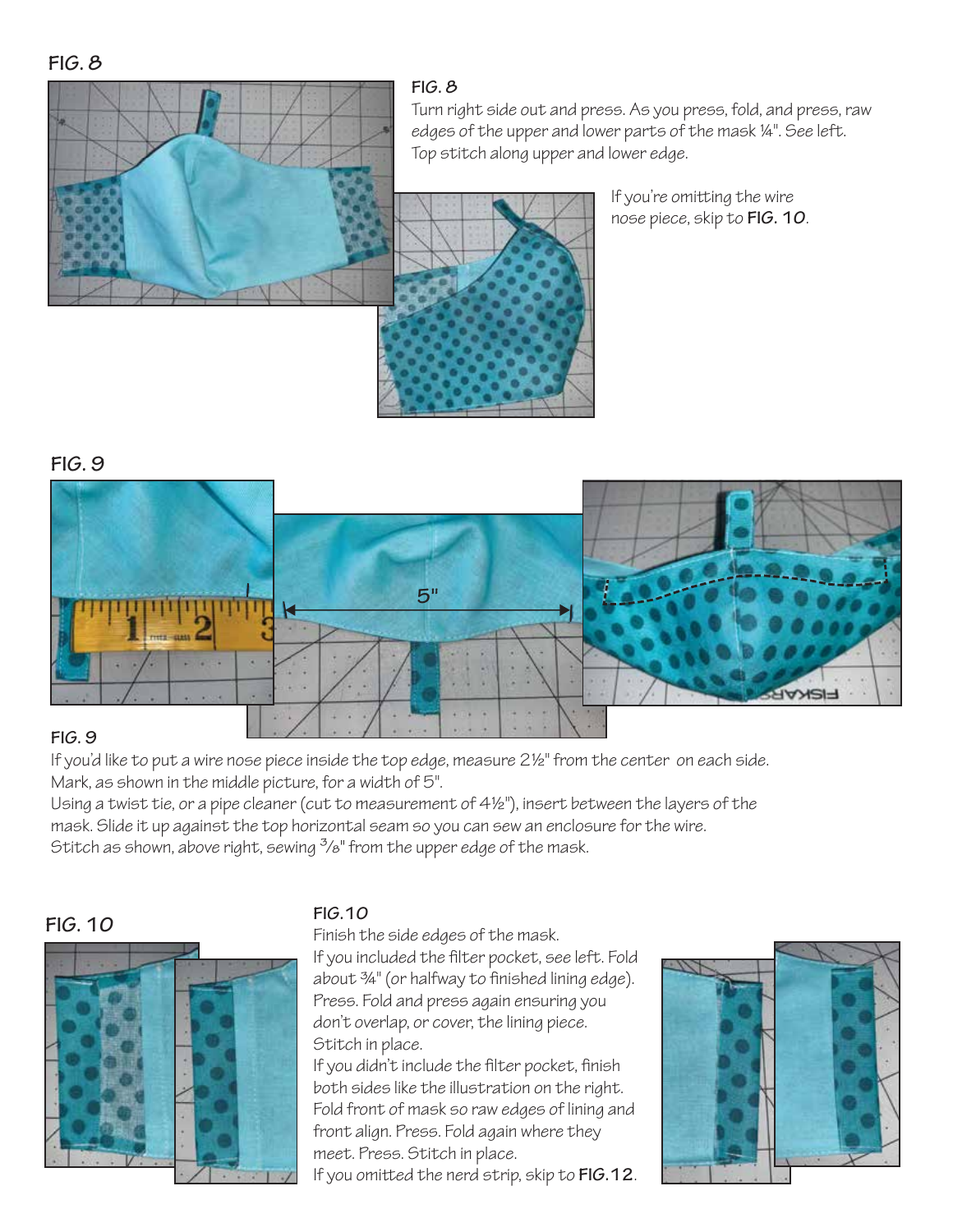## FIG. 8

### FIG. 8

Turn right side out and press. As you press, fold, and press, raw edges of the upper and lower parts of the mask ¼". See left. Top stitch along upper and lower edge.

If you're omitting the wire nose piece, skip to **FIG. 10**.

## FIG. 9

### FIG. 9

If you'd like to put a wire nose piece inside the top edge, measure 2½" from the center on each side. Mark, as shown in the middle picture, for a width of 5".

Using a twist tie, or a pipe cleaner (cut to measurement of 4½"), insert between the layers of the mask. Slide it up against the top horizontal seam so you can sew an enclosure for the wire.

Stitch as shown, above right, sewing ³⁄₈" from the upper edge of the mask.

## FIG. 10

### FIG.10

Finish the side edges of the mask.

If you included the filter pocket, see left. Fold about ¾" (or halfway to finished lining edge). Press. Fold and press again ensuring you don't overlap, or cover, the lining piece. Stitch in place.

If you didn't include the filter pocket, finish both sides like the illustration on the right. Fold front of mask so raw edges of lining and front align. Press. Fold again where they meet. Press. Stitch in place.

If you omitted the nerd strip, skip to **FIG.12**.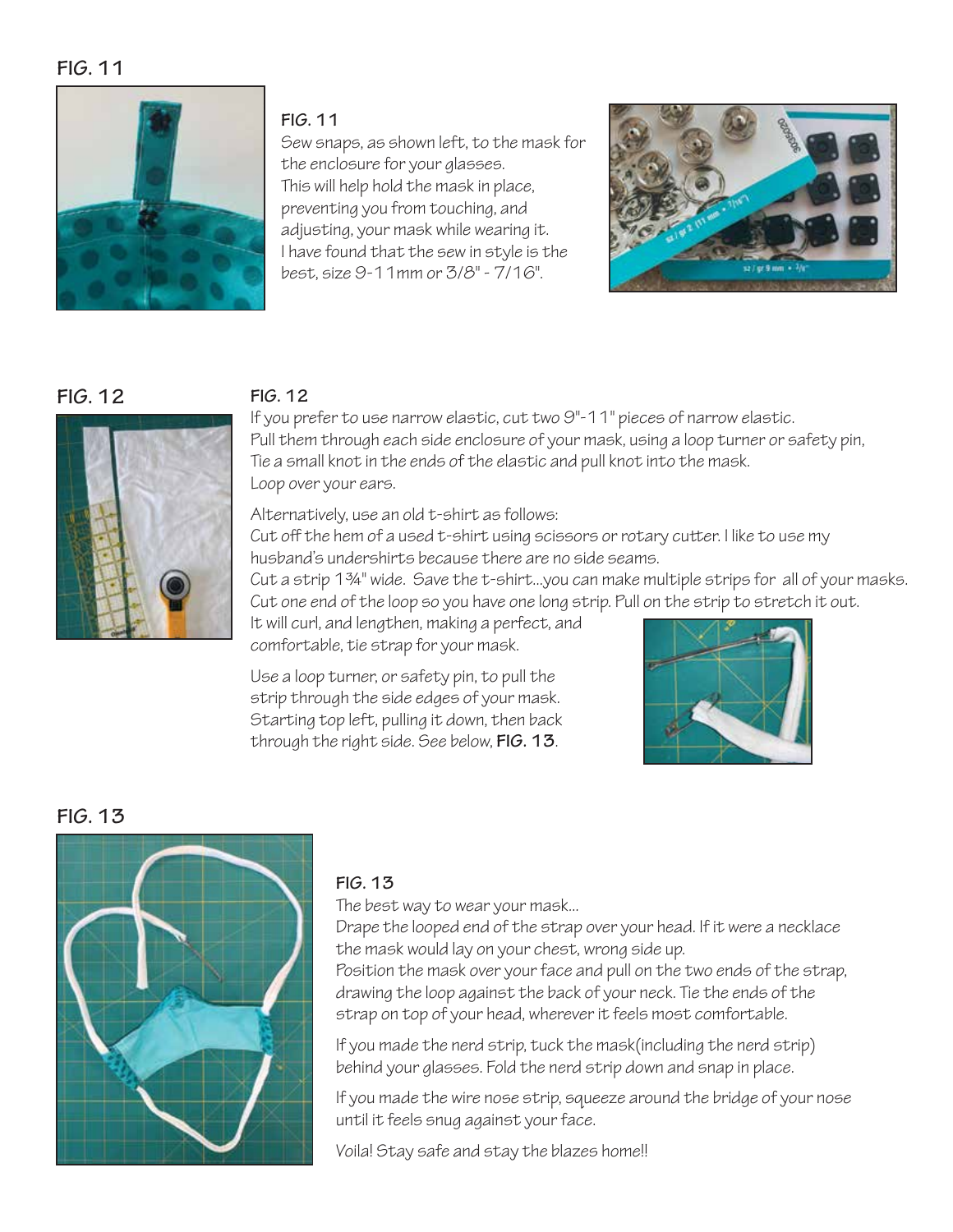## FIG. 11

**FIG. 11**
Sew snaps, as shown left, to the mask for the enclosure for your glasses.
This will help hold the mask in place, preventing you from touching, and adjusting, your mask while wearing it.
I have found that the sew in style is the best, size 9-11mm or 3/8" - 7/16".

## FIG. 12

**FIG. 12**
If you prefer to use narrow elastic, cut two 9"-11" pieces of narrow elastic.
Pull them through each side enclosure of your mask, using a loop turner or safety pin,
Tie a small knot in the ends of the elastic and pull knot into the mask.
Loop over your ears.

Alternatively, use an old t-shirt as follows:
Cut off the hem of a used t-shirt using scissors or rotary cutter. I like to use my husband's undershirts because there are no side seams.
Cut a strip 1¾" wide. Save the t-shirt...you can make multiple strips for all of your masks.
Cut one end of the loop so you have one long strip. Pull on the strip to stretch it out.
It will curl, and lengthen, making a perfect, and comfortable, tie strap for your mask.

Use a loop turner, or safety pin, to pull the strip through the side edges of your mask. Starting top left, pulling it down, then back through the right side. See below, **FIG. 13**.

## FIG. 13

**FIG. 13**
The best way to wear your mask...
Drape the looped end of the strap over your head. If it were a necklace the mask would lay on your chest, wrong side up.
Position the mask over your face and pull on the two ends of the strap, drawing the loop against the back of your neck. Tie the ends of the strap on top of your head, wherever it feels most comfortable.

If you made the nerd strip, tuck the mask(including the nerd strip) behind your glasses. Fold the nerd strip down and snap in place.

If you made the wire nose strip, squeeze around the bridge of your nose until it feels snug against your face.

Voila! Stay safe and stay the blazes home!!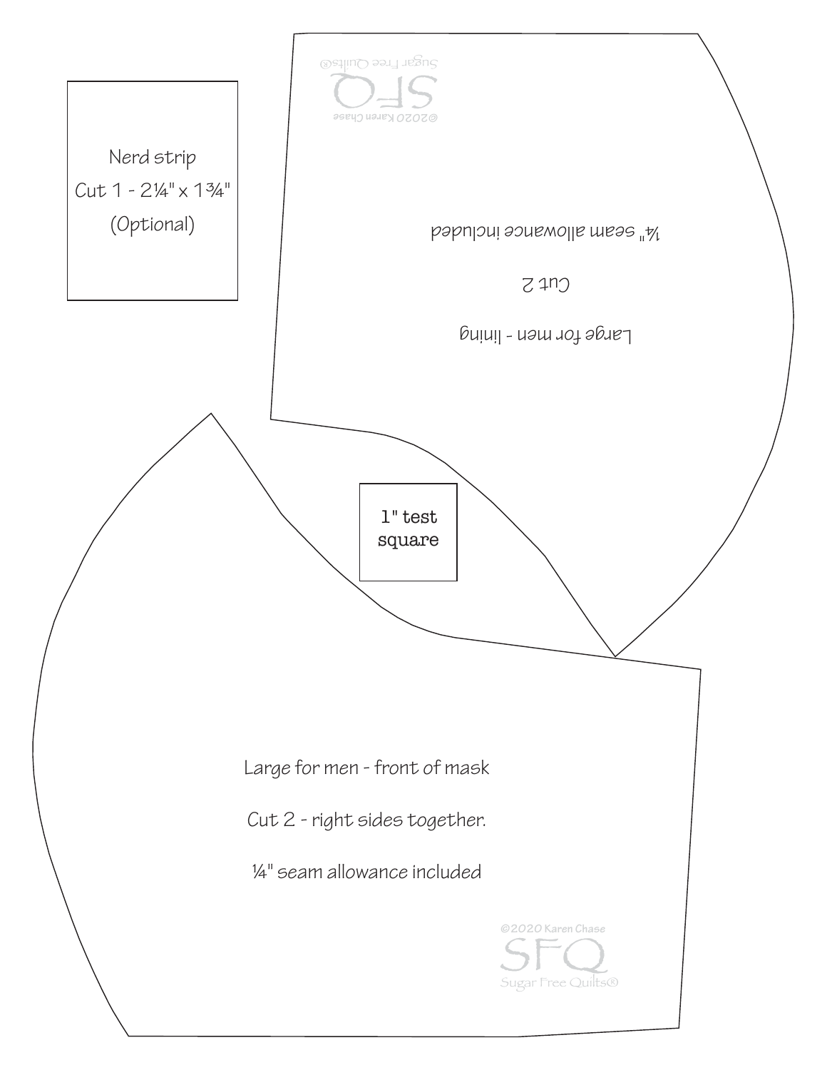Nerd strip
Cut 1 - 2¼" x 1¾"
(Optional)

Large for men - lining

Cut 2

¼" seam allowance included

©2020 Karen Chase
SFQ
Sugar Free Quilts®

1" test square

Large for men - front of mask

Cut 2 - right sides together.

¼" seam allowance included

©2020 Karen Chase
SFQ
Sugar Free Quilts®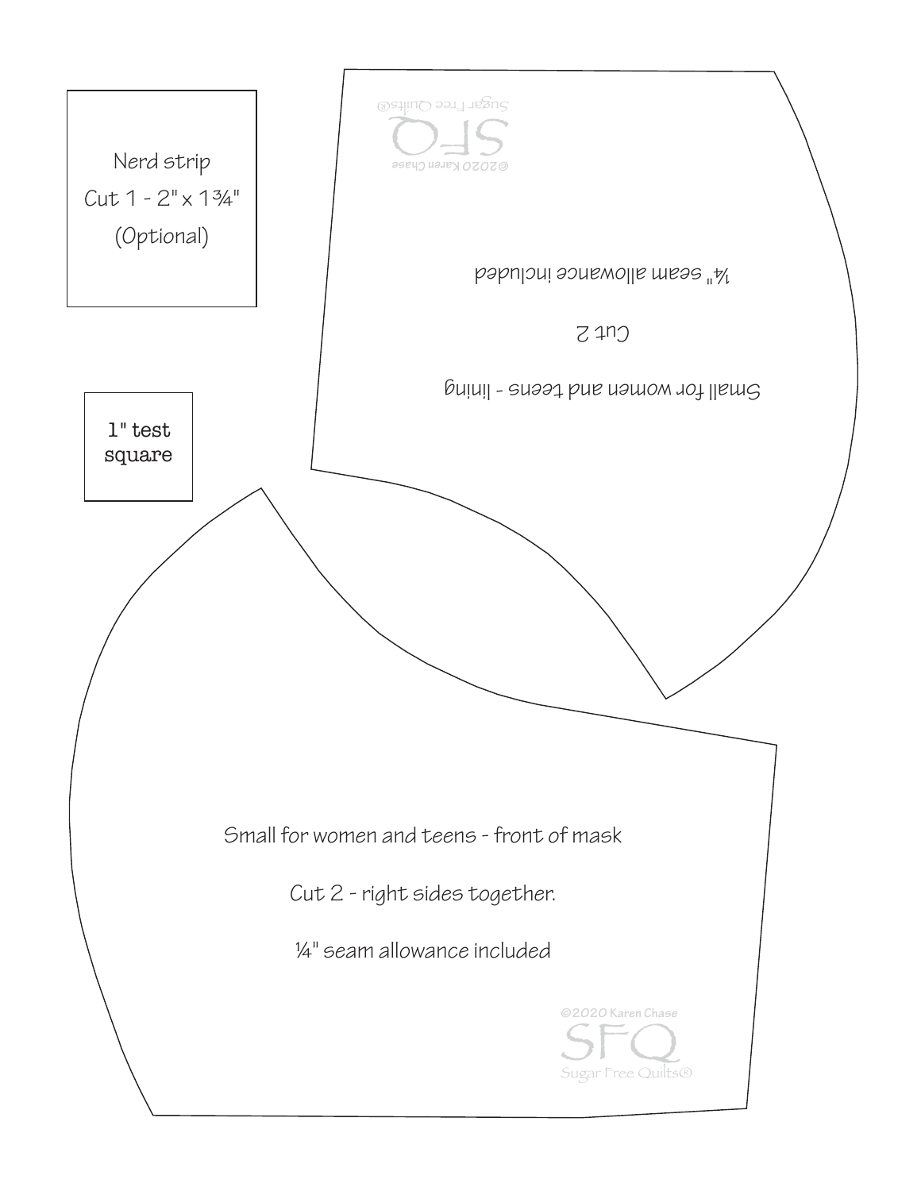Nerd strip

Cut 1 - 2" x 1¾"

(Optional)

1" test square

Small for women and teens - lining

Cut 2

¼" seam allowance included

©2020 Karen Chase

SFQ

Sugar Free Quilts®

Small for women and teens - front of mask

Cut 2 - right sides together.

¼" seam allowance included

©2020 Karen Chase

SFQ

Sugar Free Quilts®